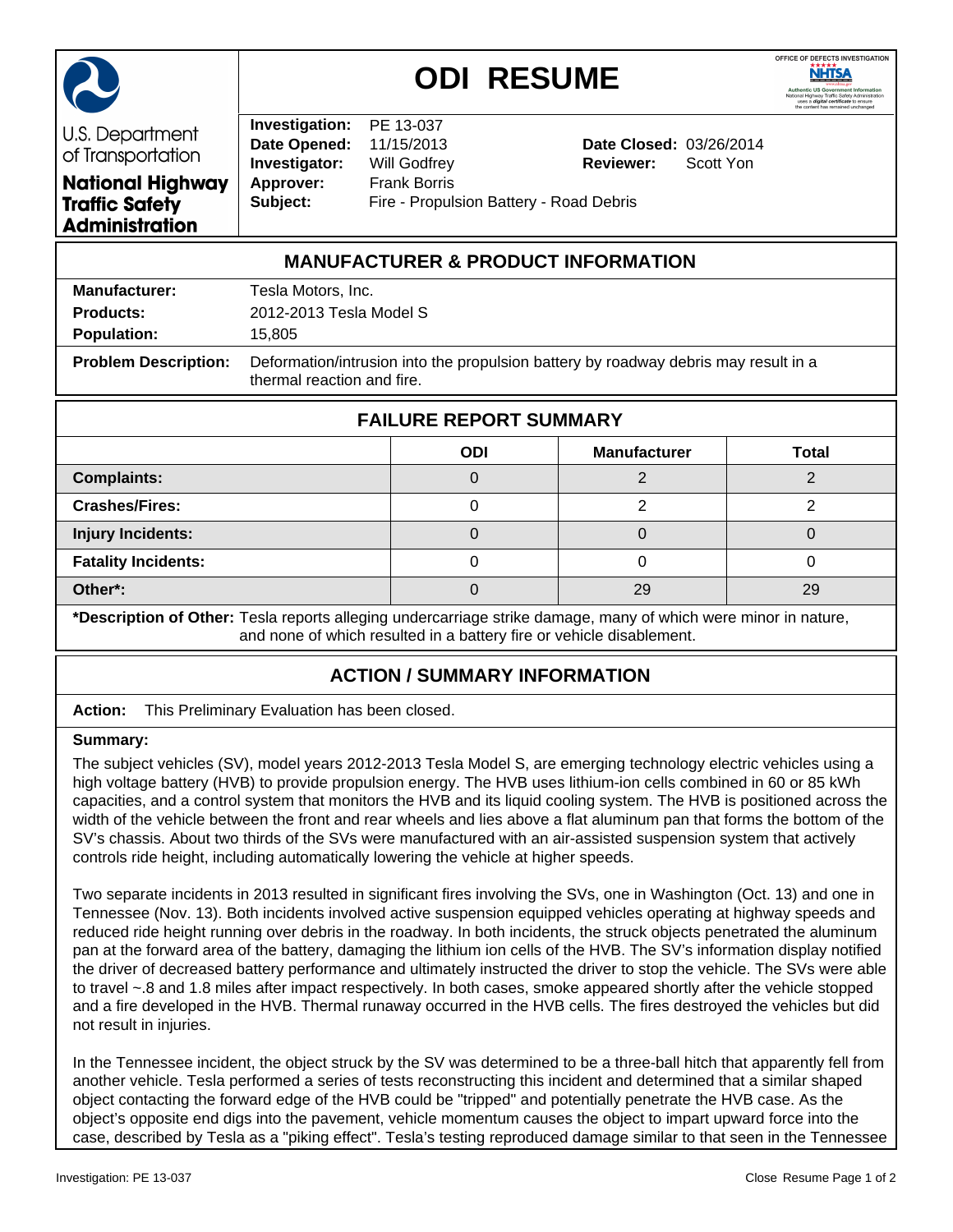# ODI RESUME

U.S. Department of Transportation

**National Highway Traffic Safety Administration**

| | | | |
|---|---|---|---|
| **Investigation:** | PE 13-037 | | |
| **Date Opened:** | 11/15/2013 | **Date Closed:** | 03/26/2014 |
| **Investigator:** | Will Godfrey | **Reviewer:** | Scott Yon |
| **Approver:** | Frank Borris | | |
| **Subject:** | Fire - Propulsion Battery - Road Debris | | |

## MANUFACTURER & PRODUCT INFORMATION

**Manufacturer:** Tesla Motors, Inc.

**Products:** 2012-2013 Tesla Model S

**Population:** 15,805

**Problem Description:** Deformation/intrusion into the propulsion battery by roadway debris may result in a thermal reaction and fire.

## FAILURE REPORT SUMMARY

| | ODI | Manufacturer | Total |
|---|---|---|---|
| **Complaints:** | 0 | 2 | 2 |
| **Crashes/Fires:** | 0 | 2 | 2 |
| **Injury Incidents:** | 0 | 0 | 0 |
| **Fatality Incidents:** | 0 | 0 | 0 |
| **Other*:** | 0 | 29 | 29 |

***Description of Other:** Tesla reports alleging undercarriage strike damage, many of which were minor in nature, and none of which resulted in a battery fire or vehicle disablement.

## ACTION / SUMMARY INFORMATION

**Action:** This Preliminary Evaluation has been closed.

**Summary:**

The subject vehicles (SV), model years 2012-2013 Tesla Model S, are emerging technology electric vehicles using a high voltage battery (HVB) to provide propulsion energy. The HVB uses lithium-ion cells combined in 60 or 85 kWh capacities, and a control system that monitors the HVB and its liquid cooling system. The HVB is positioned across the width of the vehicle between the front and rear wheels and lies above a flat aluminum pan that forms the bottom of the SV's chassis. About two thirds of the SVs were manufactured with an air-assisted suspension system that actively controls ride height, including automatically lowering the vehicle at higher speeds.

Two separate incidents in 2013 resulted in significant fires involving the SVs, one in Washington (Oct. 13) and one in Tennessee (Nov. 13). Both incidents involved active suspension equipped vehicles operating at highway speeds and reduced ride height running over debris in the roadway. In both incidents, the struck objects penetrated the aluminum pan at the forward area of the battery, damaging the lithium ion cells of the HVB. The SV's information display notified the driver of decreased battery performance and ultimately instructed the driver to stop the vehicle. The SVs were able to travel ~.8 and 1.8 miles after impact respectively. In both cases, smoke appeared shortly after the vehicle stopped and a fire developed in the HVB. Thermal runaway occurred in the HVB cells. The fires destroyed the vehicles but did not result in injuries.

In the Tennessee incident, the object struck by the SV was determined to be a three-ball hitch that apparently fell from another vehicle. Tesla performed a series of tests reconstructing this incident and determined that a similar shaped object contacting the forward edge of the HVB could be "tripped" and potentially penetrate the HVB case. As the object's opposite end digs into the pavement, vehicle momentum causes the object to impart upward force into the case, described by Tesla as a "piking effect". Tesla's testing reproduced damage similar to that seen in the Tennessee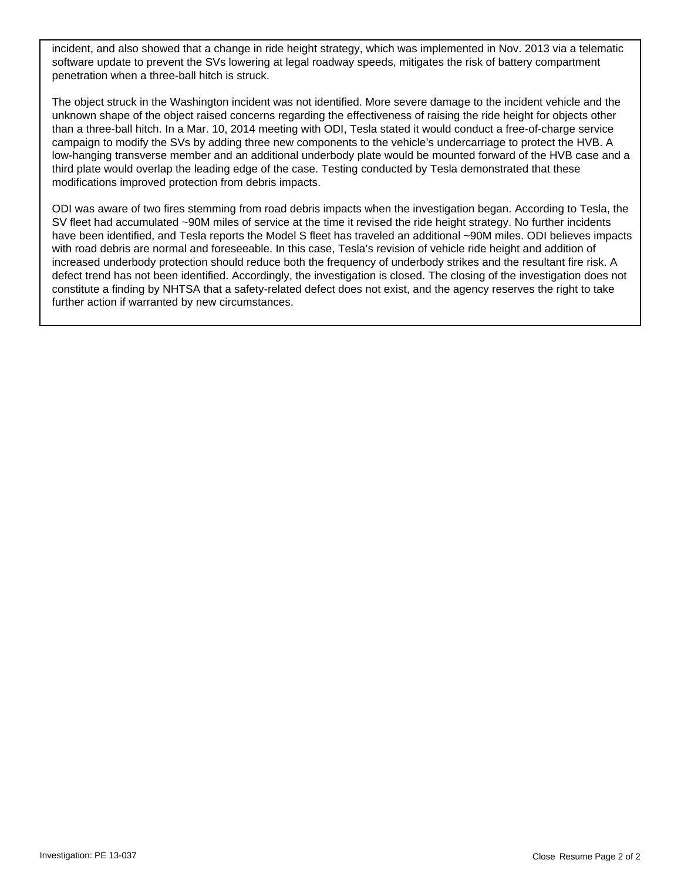incident, and also showed that a change in ride height strategy, which was implemented in Nov. 2013 via a telematic software update to prevent the SVs lowering at legal roadway speeds, mitigates the risk of battery compartment penetration when a three-ball hitch is struck.

The object struck in the Washington incident was not identified. More severe damage to the incident vehicle and the unknown shape of the object raised concerns regarding the effectiveness of raising the ride height for objects other than a three-ball hitch. In a Mar. 10, 2014 meeting with ODI, Tesla stated it would conduct a free-of-charge service campaign to modify the SVs by adding three new components to the vehicle's undercarriage to protect the HVB. A low-hanging transverse member and an additional underbody plate would be mounted forward of the HVB case and a third plate would overlap the leading edge of the case. Testing conducted by Tesla demonstrated that these modifications improved protection from debris impacts.

ODI was aware of two fires stemming from road debris impacts when the investigation began. According to Tesla, the SV fleet had accumulated ~90M miles of service at the time it revised the ride height strategy. No further incidents have been identified, and Tesla reports the Model S fleet has traveled an additional ~90M miles. ODI believes impacts with road debris are normal and foreseeable. In this case, Tesla's revision of vehicle ride height and addition of increased underbody protection should reduce both the frequency of underbody strikes and the resultant fire risk. A defect trend has not been identified. Accordingly, the investigation is closed. The closing of the investigation does not constitute a finding by NHTSA that a safety-related defect does not exist, and the agency reserves the right to take further action if warranted by new circumstances.